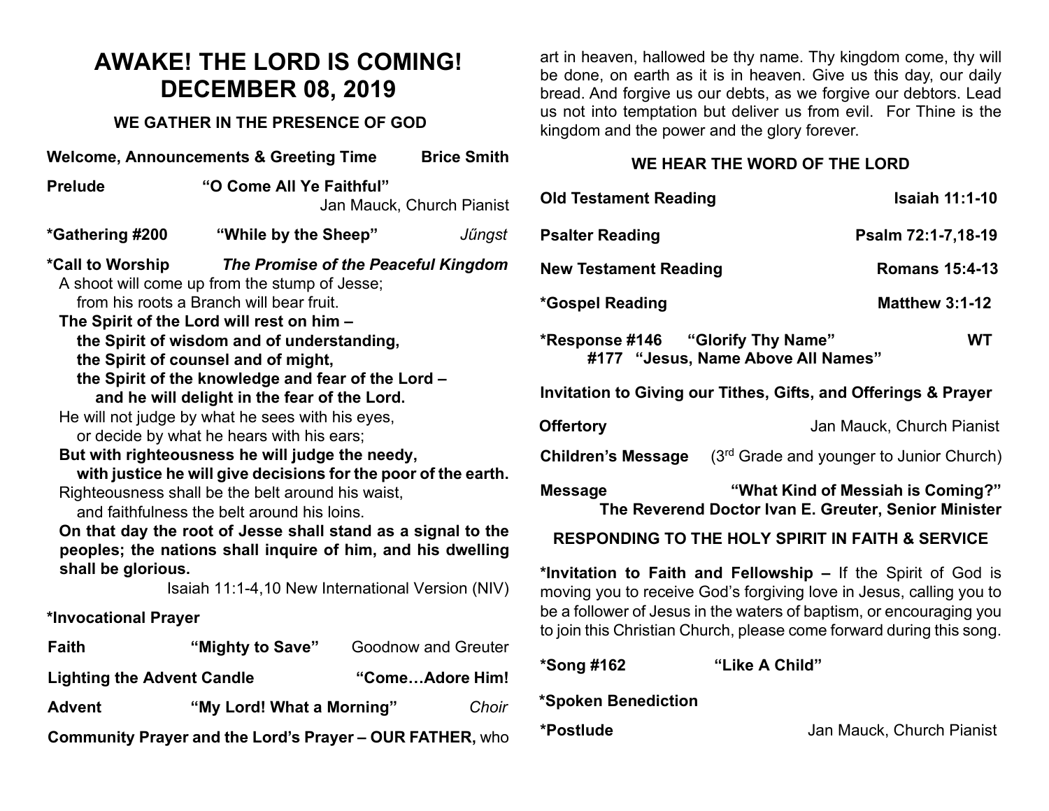# AWAKE! THE LORD IS COMING!
# DECEMBER 08, 2019

### WE GATHER IN THE PRESENCE OF GOD

**Welcome, Announcements & Greeting Time** — **Brice Smith**

**Prelude** — **"O Come All Ye Faithful"**
Jan Mauck, Church Pianist

**\*Gathering #200** — **"While by the Sheep"** — *Jűngst*

**\*Call to Worship** — ***The Promise of the Peaceful Kingdom***

A shoot will come up from the stump of Jesse;
from his roots a Branch will bear fruit.
**The Spirit of the Lord will rest on him –**
**the Spirit of wisdom and of understanding,**
**the Spirit of counsel and of might,**
**the Spirit of the knowledge and fear of the Lord –**
**and he will delight in the fear of the Lord.**
He will not judge by what he sees with his eyes,
or decide by what he hears with his ears;
**But with righteousness he will judge the needy,**
**with justice he will give decisions for the poor of the earth.**
Righteousness shall be the belt around his waist,
and faithfulness the belt around his loins.
**On that day the root of Jesse shall stand as a signal to the peoples; the nations shall inquire of him, and his dwelling shall be glorious.**

Isaiah 11:1-4,10 New International Version (NIV)

**\*Invocational Prayer**

**Faith** — **"Mighty to Save"** — Goodnow and Greuter

**Lighting the Advent Candle** — **"Come…Adore Him!**

**Advent** — **"My Lord! What a Morning"** — *Choir*

**Community Prayer and the Lord's Prayer – OUR FATHER,** who art in heaven, hallowed be thy name. Thy kingdom come, thy will be done, on earth as it is in heaven. Give us this day, our daily bread. And forgive us our debts, as we forgive our debtors. Lead us not into temptation but deliver us from evil. For Thine is the kingdom and the power and the glory forever.

### WE HEAR THE WORD OF THE LORD

**Old Testament Reading** — **Isaiah 11:1-10**

**Psalter Reading** — **Psalm 72:1-7,18-19**

**New Testament Reading** — **Romans 15:4-13**

**\*Gospel Reading** — **Matthew 3:1-12**

**\*Response #146** — **"Glorify Thy Name"** — **WT**
**#177 "Jesus, Name Above All Names"**

**Invitation to Giving our Tithes, Gifts, and Offerings & Prayer**

**Offertory** — Jan Mauck, Church Pianist

**Children's Message** — (3rd Grade and younger to Junior Church)

**Message** — **"What Kind of Messiah is Coming?"**
**The Reverend Doctor Ivan E. Greuter, Senior Minister**

### RESPONDING TO THE HOLY SPIRIT IN FAITH & SERVICE

**\*Invitation to Faith and Fellowship –** If the Spirit of God is moving you to receive God's forgiving love in Jesus, calling you to be a follower of Jesus in the waters of baptism, or encouraging you to join this Christian Church, please come forward during this song.

**\*Song #162** — **"Like A Child"**

**\*Spoken Benediction**

**\*Postlude** — Jan Mauck, Church Pianist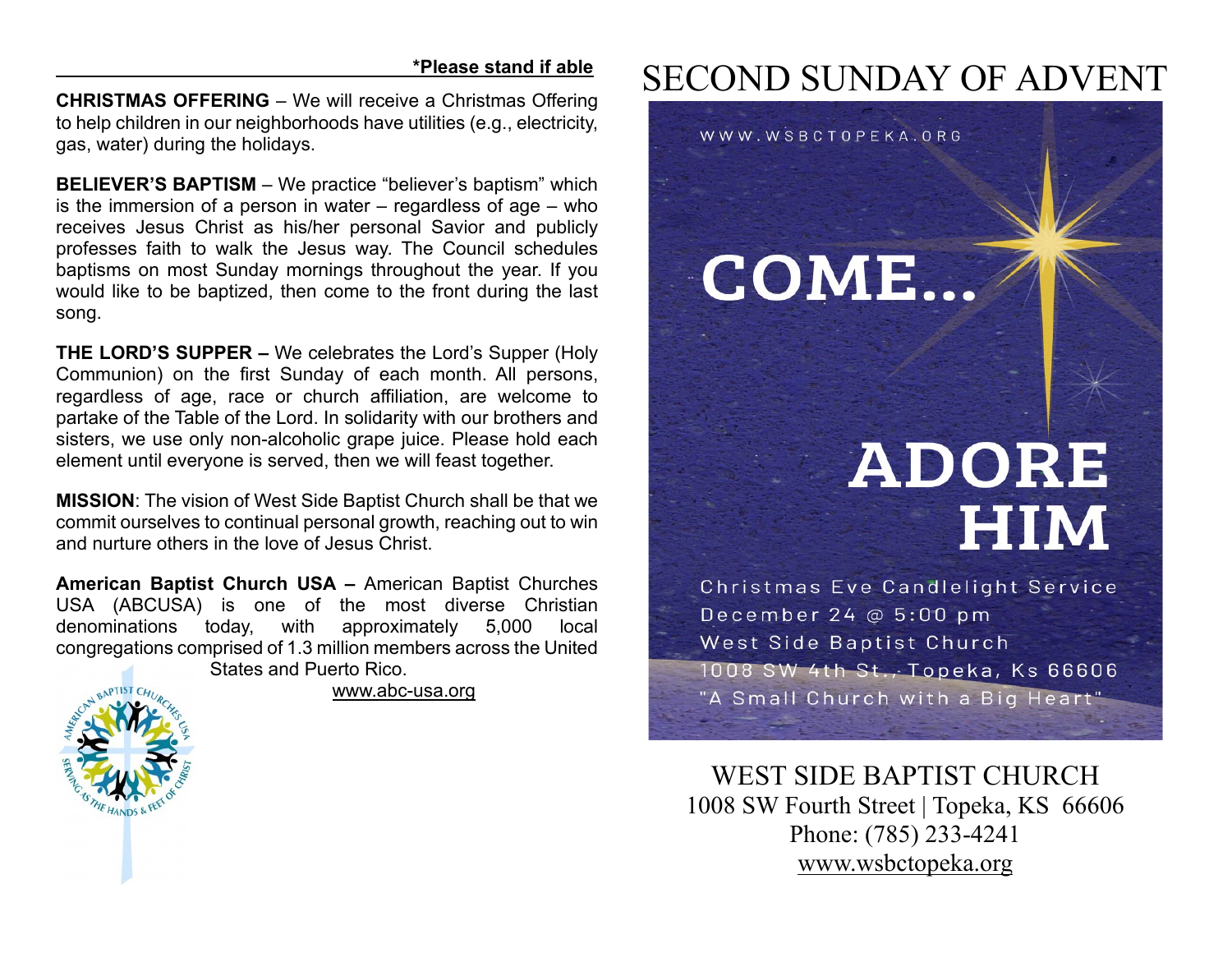*Please stand if able

**CHRISTMAS OFFERING** – We will receive a Christmas Offering to help children in our neighborhoods have utilities (e.g., electricity, gas, water) during the holidays.

**BELIEVER'S BAPTISM** – We practice "believer's baptism" which is the immersion of a person in water – regardless of age – who receives Jesus Christ as his/her personal Savior and publicly professes faith to walk the Jesus way. The Council schedules baptisms on most Sunday mornings throughout the year. If you would like to be baptized, then come to the front during the last song.

**THE LORD'S SUPPER –** We celebrates the Lord's Supper (Holy Communion) on the first Sunday of each month. All persons, regardless of age, race or church affiliation, are welcome to partake of the Table of the Lord. In solidarity with our brothers and sisters, we use only non-alcoholic grape juice. Please hold each element until everyone is served, then we will feast together.

**MISSION**: The vision of West Side Baptist Church shall be that we commit ourselves to continual personal growth, reaching out to win and nurture others in the love of Jesus Christ.

**American Baptist Church USA –** American Baptist Churches USA (ABCUSA) is one of the most diverse Christian denominations today, with approximately 5,000 local congregations comprised of 1.3 million members across the United States and Puerto Rico.

www.abc-usa.org

AMERICAN BAPTIST CHURCHES USA
SERVING AS THE HANDS & FEET OF CHRIST

# SECOND SUNDAY OF ADVENT

WWW.WSBCTOPEKA.ORG

COME...

ADORE HIM

Christmas Eve Candlelight Service
December 24 @ 5:00 pm
West Side Baptist Church
1008 SW 4th St., Topeka, Ks 66606
"A Small Church with a Big Heart"

WEST SIDE BAPTIST CHURCH
1008 SW Fourth Street | Topeka, KS 66606
Phone: (785) 233-4241
www.wsbctopeka.org